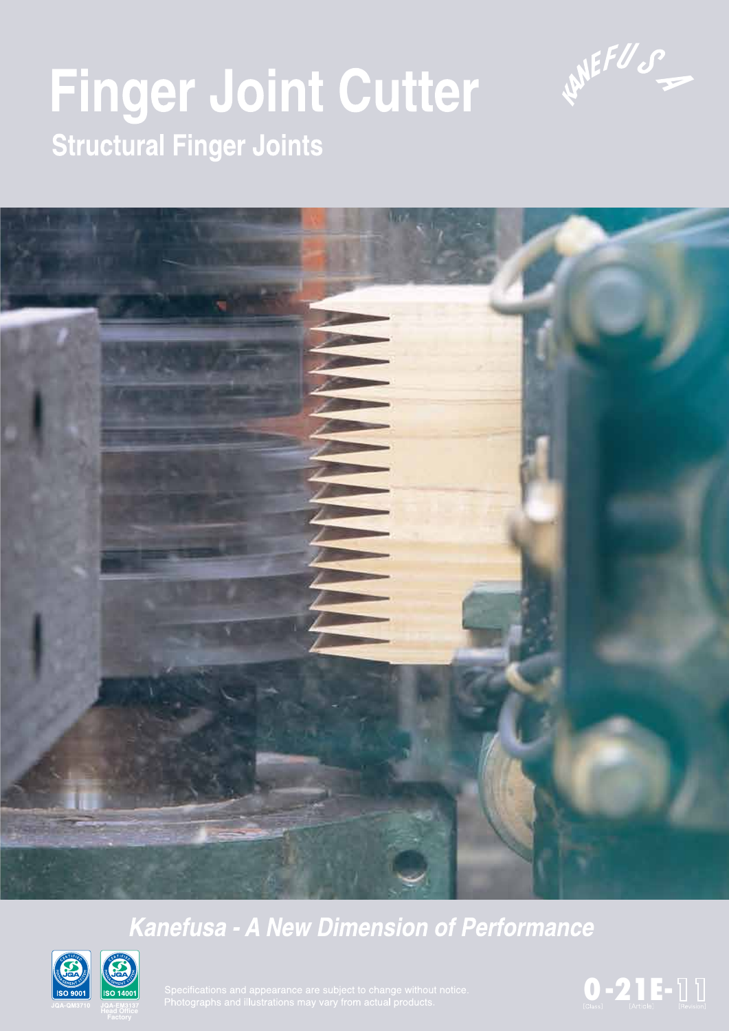# Finger Joint Cutter

KANEFUSA

## Structural Finger Joints

*Kanefusa - A New Dimension of Performance*

ISO 9001
JQA-QM3710

ISO 14001
JQA-EM3137
Head Office
Factory

Specifications and appearance are subject to change without notice.
Photographs and illustrations may vary from actual products.

0-21E-11
[Class] [Article] [Revision]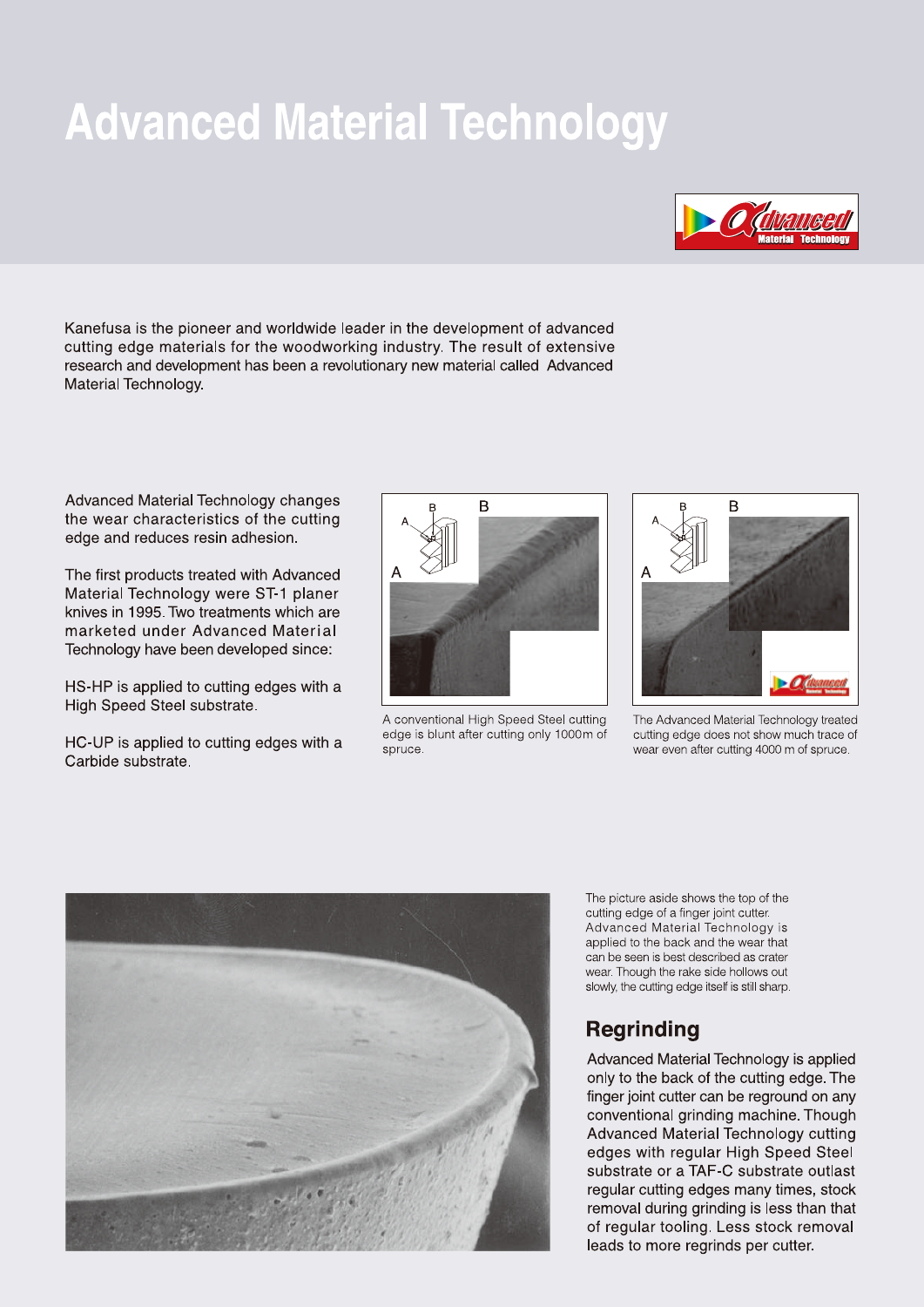# Advanced Material Technology

Kanefusa is the pioneer and worldwide leader in the development of advanced cutting edge materials for the woodworking industry. The result of extensive research and development has been a revolutionary new material called Advanced Material Technology.

Advanced Material Technology changes the wear characteristics of the cutting edge and reduces resin adhesion.

The first products treated with Advanced Material Technology were ST-1 planer knives in 1995. Two treatments which are marketed under Advanced Material Technology have been developed since:

HS-HP is applied to cutting edges with a High Speed Steel substrate.

HC-UP is applied to cutting edges with a Carbide substrate.

A conventional High Speed Steel cutting edge is blunt after cutting only 1000m of spruce.

The Advanced Material Technology treated cutting edge does not show much trace of wear even after cutting 4000 m of spruce.

The picture aside shows the top of the cutting edge of a finger joint cutter. Advanced Material Technology is applied to the back and the wear that can be seen is best described as crater wear. Though the rake side hollows out slowly, the cutting edge itself is still sharp.

## Regrinding

Advanced Material Technology is applied only to the back of the cutting edge. The finger joint cutter can be reground on any conventional grinding machine. Though Advanced Material Technology cutting edges with regular High Speed Steel substrate or a TAF-C substrate outlast regular cutting edges many times, stock removal during grinding is less than that of regular tooling. Less stock removal leads to more regrinds per cutter.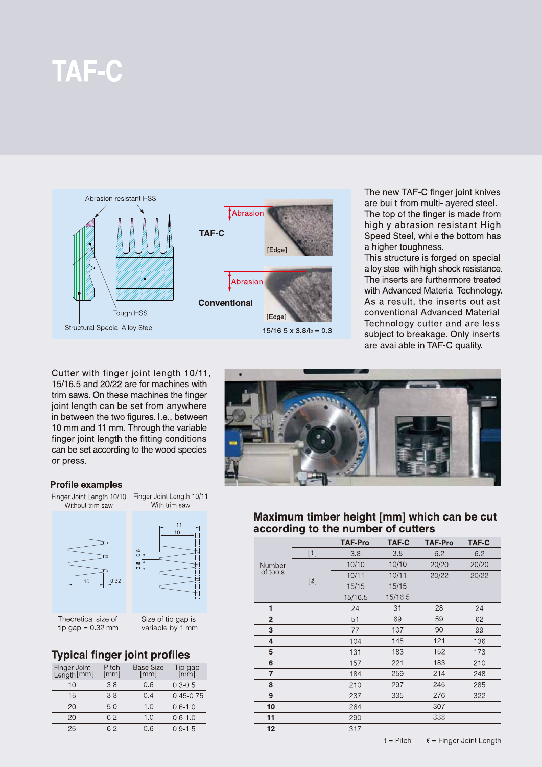# TAF-C

Abrasion resistant HSS

Tough HSS

Structural Special Alloy Steel

TAF-C

Abrasion

[Edge]

Conventional

Abrasion

[Edge]

15/16.5 x 3.8/$t_2$ = 0.3

The new TAF-C finger joint knives are built from multi-layered steel. The top of the finger is made from highly abrasion resistant High Speed Steel, while the bottom has a higher toughness.
This structure is forged on special alloy steel with high shock resistance. The inserts are furthermore treated with Advanced Material Technology. As a result, the inserts outlast conventional Advanced Material Technology cutter and are less subject to breakage. Only inserts are available in TAF-C quality.

Cutter with finger joint length 10/11, 15/16.5 and 20/22 are for machines with trim saws. On these machines the finger joint length can be set from anywhere in between the two figures. I.e., between 10 mm and 11 mm. Through the variable finger joint length the fitting conditions can be set according to the wood species or press.

### Profile examples

| Finger Joint Length 10/10 Without trim saw | Finger Joint Length 10/11 With trim saw |
|---|---|
| Theoretical size of tip gap = 0.32 mm | Size of tip gap is variable by 1 mm |

## Typical finger joint profiles

| Finger Joint Length [mm] | Pitch [mm] | Base Size [mm] | Tip gap [mm] |
|---|---|---|---|
| 10 | 3.8 | 0.6 | 0.3-0.5 |
| 15 | 3.8 | 0.4 | 0.45-0.75 |
| 20 | 5.0 | 1.0 | 0.6-1.0 |
| 20 | 6.2 | 1.0 | 0.6-1.0 |
| 25 | 6.2 | 0.6 | 0.9-1.5 |

## Maximum timber height [mm] which can be cut according to the number of cutters

| | | TAF-Pro | TAF-C | TAF-Pro | TAF-C |
|---|---|---|---|---|---|
| Number of tools | [t] | 3.8 | 3.8 | 6.2 | 6.2 |
| | [ℓ] | 10/10 | 10/10 | 20/20 | 20/20 |
| | | 10/11 | 10/11 | 20/22 | 20/22 |
| | | 15/15 | 15/15 | | |
| | | 15/16.5 | 15/16.5 | | |
| **1** | | 24 | 31 | 28 | 24 |
| **2** | | 51 | 69 | 59 | 62 |
| **3** | | 77 | 107 | 90 | 99 |
| **4** | | 104 | 145 | 121 | 136 |
| **5** | | 131 | 183 | 152 | 173 |
| **6** | | 157 | 221 | 183 | 210 |
| **7** | | 184 | 259 | 214 | 248 |
| **8** | | 210 | 297 | 245 | 285 |
| **9** | | 237 | 335 | 276 | 322 |
| **10** | | 264 | | 307 | |
| **11** | | 290 | | 338 | |
| **12** | | 317 | | | |

t = Pitch ℓ = Finger Joint Length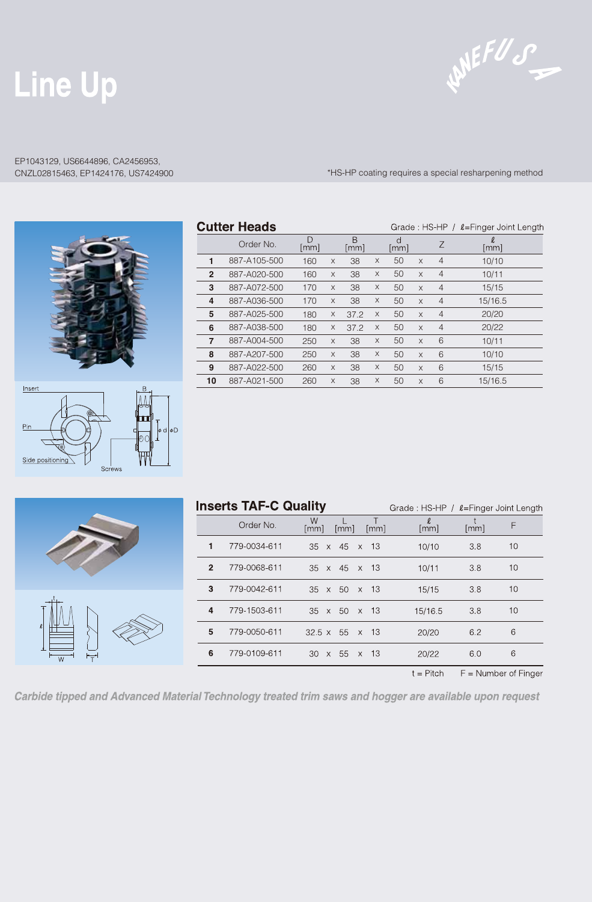# Line Up

KANEFUSA

EP1043129, US6644896, CA2456953,
CNZL02815463, EP1424176, US7424900

*HS-HP coating requires a special resharpening method

## Cutter Heads

Grade : HS-HP / ℓ=Finger Joint Length

| | Order No. | D [mm] | | B [mm] | | d [mm] | | Z | ℓ [mm] |
|---|---|---|---|---|---|---|---|---|---|
| 1 | 887-A105-500 | 160 | x | 38 | x | 50 | x | 4 | 10/10 |
| 2 | 887-A020-500 | 160 | x | 38 | x | 50 | x | 4 | 10/11 |
| 3 | 887-A072-500 | 170 | x | 38 | x | 50 | x | 4 | 15/15 |
| 4 | 887-A036-500 | 170 | x | 38 | x | 50 | x | 4 | 15/16.5 |
| 5 | 887-A025-500 | 180 | x | 37.2 | x | 50 | x | 4 | 20/20 |
| 6 | 887-A038-500 | 180 | x | 37.2 | x | 50 | x | 4 | 20/22 |
| 7 | 887-A004-500 | 250 | x | 38 | x | 50 | x | 6 | 10/11 |
| 8 | 887-A207-500 | 250 | x | 38 | x | 50 | x | 6 | 10/10 |
| 9 | 887-A022-500 | 260 | x | 38 | x | 50 | x | 6 | 15/15 |
| 10 | 887-A021-500 | 260 | x | 38 | x | 50 | x | 6 | 15/16.5 |

Insert, Pin, Side positioning, Screws, B, φd, φD

## Inserts TAF-C Quality

Grade : HS-HP / ℓ=Finger Joint Length

| | Order No. | W [mm] | | L [mm] | | T [mm] | ℓ [mm] | t [mm] | F |
|---|---|---|---|---|---|---|---|---|---|
| 1 | 779-0034-611 | 35 | x | 45 | x | 13 | 10/10 | 3.8 | 10 |
| 2 | 779-0068-611 | 35 | x | 45 | x | 13 | 10/11 | 3.8 | 10 |
| 3 | 779-0042-611 | 35 | x | 50 | x | 13 | 15/15 | 3.8 | 10 |
| 4 | 779-1503-611 | 35 | x | 50 | x | 13 | 15/16.5 | 3.8 | 10 |
| 5 | 779-0050-611 | 32.5 | x | 55 | x | 13 | 20/20 | 6.2 | 6 |
| 6 | 779-0109-611 | 30 | x | 55 | x | 13 | 20/22 | 6.0 | 6 |

t = Pitch F = Number of Finger

*Carbide tipped and Advanced Material Technology treated trim saws and hogger are available upon request*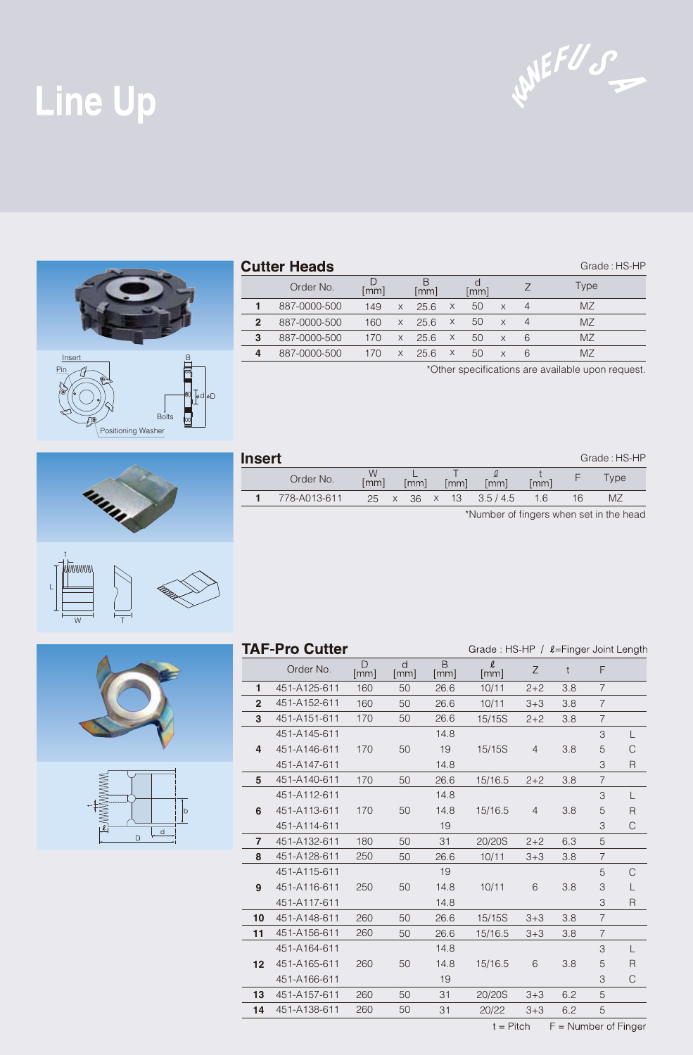# Line Up

KANEFUSA

## Cutter Heads

Grade : HS-HP

| | Order No. | D [mm] | | B [mm] | | d [mm] | | Z | Type |
|---|---|---|---|---|---|---|---|---|---|
| 1 | 887-0000-500 | 149 | x | 25.6 | x | 50 | x | 4 | MZ |
| 2 | 887-0000-500 | 160 | x | 25.6 | x | 50 | x | 4 | MZ |
| 3 | 887-0000-500 | 170 | x | 25.6 | x | 50 | x | 6 | MZ |
| 4 | 887-0000-500 | 170 | x | 25.6 | x | 50 | x | 6 | MZ |

*Other specifications are available upon request.

Insert
Pin
Bolts
Positioning Washer
B
d
D

## Insert

Grade : HS-HP

| | Order No. | W [mm] | | L [mm] | | T [mm] | ℓ [mm] | t [mm] | F | Type |
|---|---|---|---|---|---|---|---|---|---|---|
| 1 | 778-A013-611 | 25 | x | 36 | x | 13 | 3.5 / 4.5 | 1.6 | 16 | MZ |

*Number of fingers when set in the head

t
L
W
T

## TAF-Pro Cutter

Grade : HS-HP / ℓ=Finger Joint Length

| | Order No. | D [mm] | d [mm] | B [mm] | ℓ [mm] | Z | t | F | |
|---|---|---|---|---|---|---|---|---|---|
| 1 | 451-A125-611 | 160 | 50 | 26.6 | 10/11 | 2+2 | 3.8 | 7 | |
| 2 | 451-A152-611 | 160 | 50 | 26.6 | 10/11 | 3+3 | 3.8 | 7 | |
| 3 | 451-A151-611 | 170 | 50 | 26.6 | 15/15S | 2+2 | 3.8 | 7 | |
| | 451-A145-611 | | | 14.8 | | | | 3 | L |
| 4 | 451-A146-611 | 170 | 50 | 19 | 15/15S | 4 | 3.8 | 5 | C |
| | 451-A147-611 | | | 14.8 | | | | 3 | R |
| 5 | 451-A140-611 | 170 | 50 | 26.6 | 15/16.5 | 2+2 | 3.8 | 7 | |
| | 451-A112-611 | | | 14.8 | | | | 3 | L |
| 6 | 451-A113-611 | 170 | 50 | 14.8 | 15/16.5 | 4 | 3.8 | 5 | R |
| | 451-A114-611 | | | 19 | | | | 3 | C |
| 7 | 451-A132-611 | 180 | 50 | 31 | 20/20S | 2+2 | 6.3 | 5 | |
| 8 | 451-A128-611 | 250 | 50 | 26.6 | 10/11 | 3+3 | 3.8 | 7 | |
| | 451-A115-611 | | | 19 | | | | 5 | C |
| 9 | 451-A116-611 | 250 | 50 | 14.8 | 10/11 | 6 | 3.8 | 3 | L |
| | 451-A117-611 | | | 14.8 | | | | 3 | R |
| 10 | 451-A148-611 | 260 | 50 | 26.6 | 15/15S | 3+3 | 3.8 | 7 | |
| 11 | 451-A156-611 | 260 | 50 | 26.6 | 15/16.5 | 3+3 | 3.8 | 7 | |
| | 451-A164-611 | | | 14.8 | | | | 3 | L |
| 12 | 451-A165-611 | 260 | 50 | 14.8 | 15/16.5 | 6 | 3.8 | 5 | R |
| | 451-A166-611 | | | 19 | | | | 3 | C |
| 13 | 451-A157-611 | 260 | 50 | 31 | 20/20S | 3+3 | 6.2 | 5 | |
| 14 | 451-A138-611 | 260 | 50 | 31 | 20/22 | 3+3 | 6.2 | 5 | |

t = Pitch F = Number of Finger

t
ℓ
D
d
b